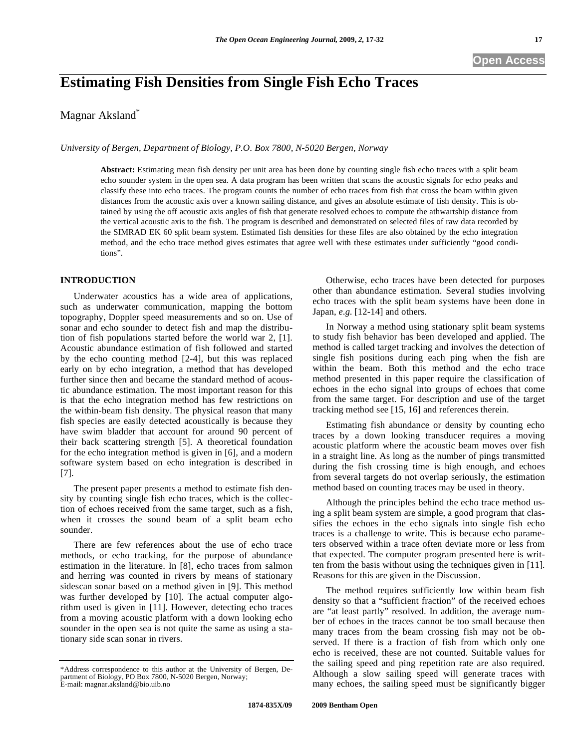Open Access

# Estimating Fish Densities from Single Fish Echo Traces

Magnar Aksland*

*University of Bergen, Department of Biology, P.O. Box 7800, N-5020 Bergen, Norway*

**Abstract:** Estimating mean fish density per unit area has been done by counting single fish echo traces with a split beam echo sounder system in the open sea. A data program has been written that scans the acoustic signals for echo peaks and classify these into echo traces. The program counts the number of echo traces from fish that cross the beam within given distances from the acoustic axis over a known sailing distance, and gives an absolute estimate of fish density. This is obtained by using the off acoustic axis angles of fish that generate resolved echoes to compute the athwartship distance from the vertical acoustic axis to the fish. The program is described and demonstrated on selected files of raw data recorded by the SIMRAD EK 60 split beam system. Estimated fish densities for these files are also obtained by the echo integration method, and the echo trace method gives estimates that agree well with these estimates under sufficiently "good conditions".

## INTRODUCTION

Underwater acoustics has a wide area of applications, such as underwater communication, mapping the bottom topography, Doppler speed measurements and so on. Use of sonar and echo sounder to detect fish and map the distribution of fish populations started before the world war 2, [1]. Acoustic abundance estimation of fish followed and started by the echo counting method [2-4], but this was replaced early on by echo integration, a method that has developed further since then and became the standard method of acoustic abundance estimation. The most important reason for this is that the echo integration method has few restrictions on the within-beam fish density. The physical reason that many fish species are easily detected acoustically is because they have swim bladder that account for around 90 percent of their back scattering strength [5]. A theoretical foundation for the echo integration method is given in [6], and a modern software system based on echo integration is described in [7].

The present paper presents a method to estimate fish density by counting single fish echo traces, which is the collection of echoes received from the same target, such as a fish, when it crosses the sound beam of a split beam echo sounder.

There are few references about the use of echo trace methods, or echo tracking, for the purpose of abundance estimation in the literature. In [8], echo traces from salmon and herring was counted in rivers by means of stationary sidescan sonar based on a method given in [9]. This method was further developed by [10]. The actual computer algorithm used is given in [11]. However, detecting echo traces from a moving acoustic platform with a down looking echo sounder in the open sea is not quite the same as using a stationary side scan sonar in rivers.

Otherwise, echo traces have been detected for purposes other than abundance estimation. Several studies involving echo traces with the split beam systems have been done in Japan, *e.g.* [12-14] and others.

In Norway a method using stationary split beam systems to study fish behavior has been developed and applied. The method is called target tracking and involves the detection of single fish positions during each ping when the fish are within the beam. Both this method and the echo trace method presented in this paper require the classification of echoes in the echo signal into groups of echoes that come from the same target. For description and use of the target tracking method see [15, 16] and references therein.

Estimating fish abundance or density by counting echo traces by a down looking transducer requires a moving acoustic platform where the acoustic beam moves over fish in a straight line. As long as the number of pings transmitted during the fish crossing time is high enough, and echoes from several targets do not overlap seriously, the estimation method based on counting traces may be used in theory.

Although the principles behind the echo trace method using a split beam system are simple, a good program that classifies the echoes in the echo signals into single fish echo traces is a challenge to write. This is because echo parameters observed within a trace often deviate more or less from that expected. The computer program presented here is written from the basis without using the techniques given in [11]. Reasons for this are given in the Discussion.

The method requires sufficiently low within beam fish density so that a "sufficient fraction" of the received echoes are "at least partly" resolved. In addition, the average number of echoes in the traces cannot be too small because then many traces from the beam crossing fish may not be observed. If there is a fraction of fish from which only one echo is received, these are not counted. Suitable values for the sailing speed and ping repetition rate are also required. Although a slow sailing speed will generate traces with many echoes, the sailing speed must be significantly bigger

---

*Address correspondence to this author at the University of Bergen, Department of Biology, PO Box 7800, N-5020 Bergen, Norway; E-mail: magnar.aksland@bio.uib.no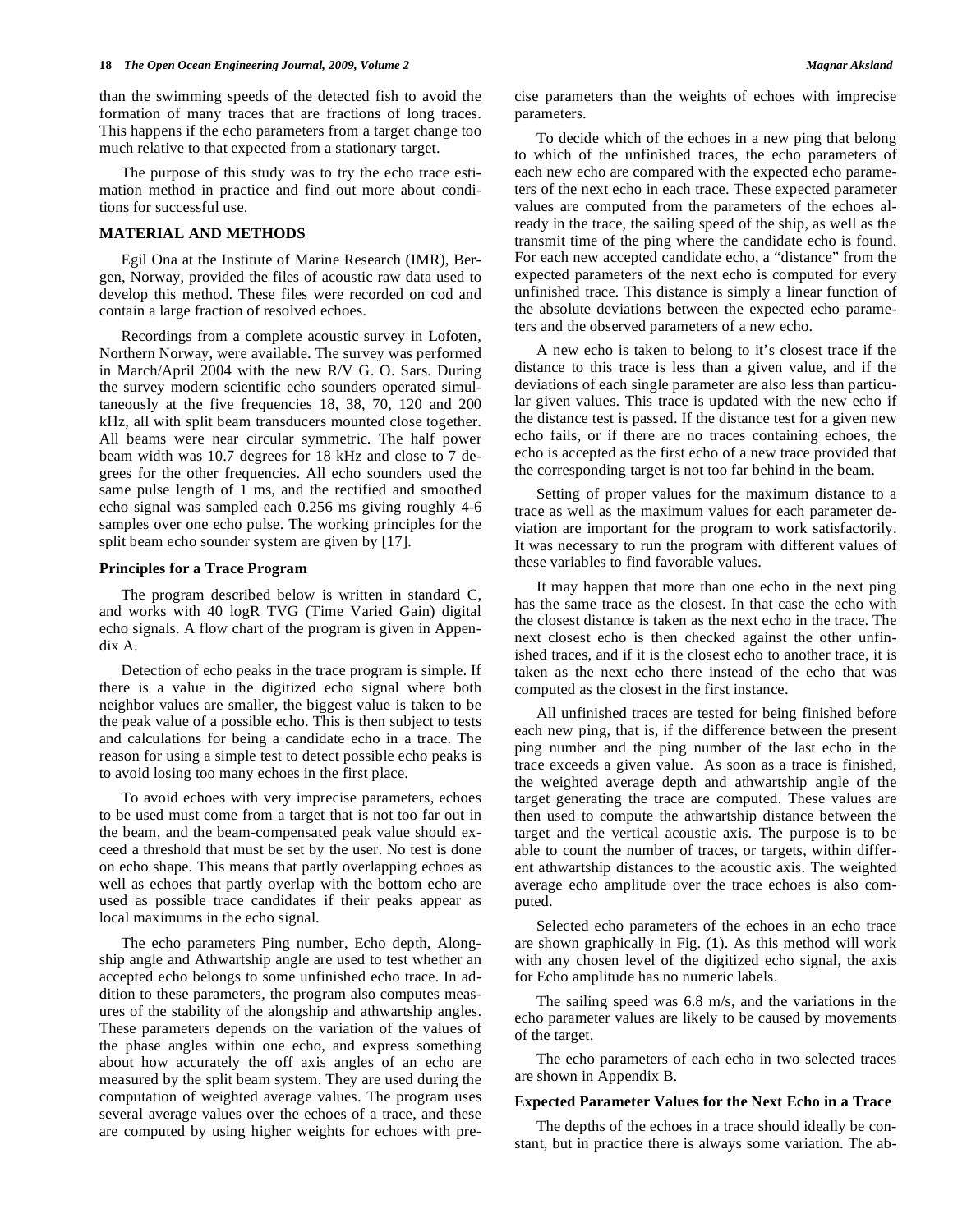than the swimming speeds of the detected fish to avoid the formation of many traces that are fractions of long traces. This happens if the echo parameters from a target change too much relative to that expected from a stationary target.

The purpose of this study was to try the echo trace estimation method in practice and find out more about conditions for successful use.

## MATERIAL AND METHODS

Egil Ona at the Institute of Marine Research (IMR), Bergen, Norway, provided the files of acoustic raw data used to develop this method. These files were recorded on cod and contain a large fraction of resolved echoes.

Recordings from a complete acoustic survey in Lofoten, Northern Norway, were available. The survey was performed in March/April 2004 with the new R/V G. O. Sars. During the survey modern scientific echo sounders operated simultaneously at the five frequencies 18, 38, 70, 120 and 200 kHz, all with split beam transducers mounted close together. All beams were near circular symmetric. The half power beam width was 10.7 degrees for 18 kHz and close to 7 degrees for the other frequencies. All echo sounders used the same pulse length of 1 ms, and the rectified and smoothed echo signal was sampled each 0.256 ms giving roughly 4-6 samples over one echo pulse. The working principles for the split beam echo sounder system are given by [17].

### Principles for a Trace Program

The program described below is written in standard C, and works with 40 logR TVG (Time Varied Gain) digital echo signals. A flow chart of the program is given in Appendix A.

Detection of echo peaks in the trace program is simple. If there is a value in the digitized echo signal where both neighbor values are smaller, the biggest value is taken to be the peak value of a possible echo. This is then subject to tests and calculations for being a candidate echo in a trace. The reason for using a simple test to detect possible echo peaks is to avoid losing too many echoes in the first place.

To avoid echoes with very imprecise parameters, echoes to be used must come from a target that is not too far out in the beam, and the beam-compensated peak value should exceed a threshold that must be set by the user. No test is done on echo shape. This means that partly overlapping echoes as well as echoes that partly overlap with the bottom echo are used as possible trace candidates if their peaks appear as local maximums in the echo signal.

The echo parameters Ping number, Echo depth, Alongship angle and Athwartship angle are used to test whether an accepted echo belongs to some unfinished echo trace. In addition to these parameters, the program also computes measures of the stability of the alongship and athwartship angles. These parameters depends on the variation of the values of the phase angles within one echo, and express something about how accurately the off axis angles of an echo are measured by the split beam system. They are used during the computation of weighted average values. The program uses several average values over the echoes of a trace, and these are computed by using higher weights for echoes with precise parameters than the weights of echoes with imprecise parameters.

To decide which of the echoes in a new ping that belong to which of the unfinished traces, the echo parameters of each new echo are compared with the expected echo parameters of the next echo in each trace. These expected parameter values are computed from the parameters of the echoes already in the trace, the sailing speed of the ship, as well as the transmit time of the ping where the candidate echo is found. For each new accepted candidate echo, a "distance" from the expected parameters of the next echo is computed for every unfinished trace. This distance is simply a linear function of the absolute deviations between the expected echo parameters and the observed parameters of a new echo.

A new echo is taken to belong to it's closest trace if the distance to this trace is less than a given value, and if the deviations of each single parameter are also less than particular given values. This trace is updated with the new echo if the distance test is passed. If the distance test for a given new echo fails, or if there are no traces containing echoes, the echo is accepted as the first echo of a new trace provided that the corresponding target is not too far behind in the beam.

Setting of proper values for the maximum distance to a trace as well as the maximum values for each parameter deviation are important for the program to work satisfactorily. It was necessary to run the program with different values of these variables to find favorable values.

It may happen that more than one echo in the next ping has the same trace as the closest. In that case the echo with the closest distance is taken as the next echo in the trace. The next closest echo is then checked against the other unfinished traces, and if it is the closest echo to another trace, it is taken as the next echo there instead of the echo that was computed as the closest in the first instance.

All unfinished traces are tested for being finished before each new ping, that is, if the difference between the present ping number and the ping number of the last echo in the trace exceeds a given value. As soon as a trace is finished, the weighted average depth and athwartship angle of the target generating the trace are computed. These values are then used to compute the athwartship distance between the target and the vertical acoustic axis. The purpose is to be able to count the number of traces, or targets, within different athwartship distances to the acoustic axis. The weighted average echo amplitude over the trace echoes is also computed.

Selected echo parameters of the echoes in an echo trace are shown graphically in Fig. (**1**). As this method will work with any chosen level of the digitized echo signal, the axis for Echo amplitude has no numeric labels.

The sailing speed was 6.8 m/s, and the variations in the echo parameter values are likely to be caused by movements of the target.

The echo parameters of each echo in two selected traces are shown in Appendix B.

### Expected Parameter Values for the Next Echo in a Trace

The depths of the echoes in a trace should ideally be constant, but in practice there is always some variation. The ab-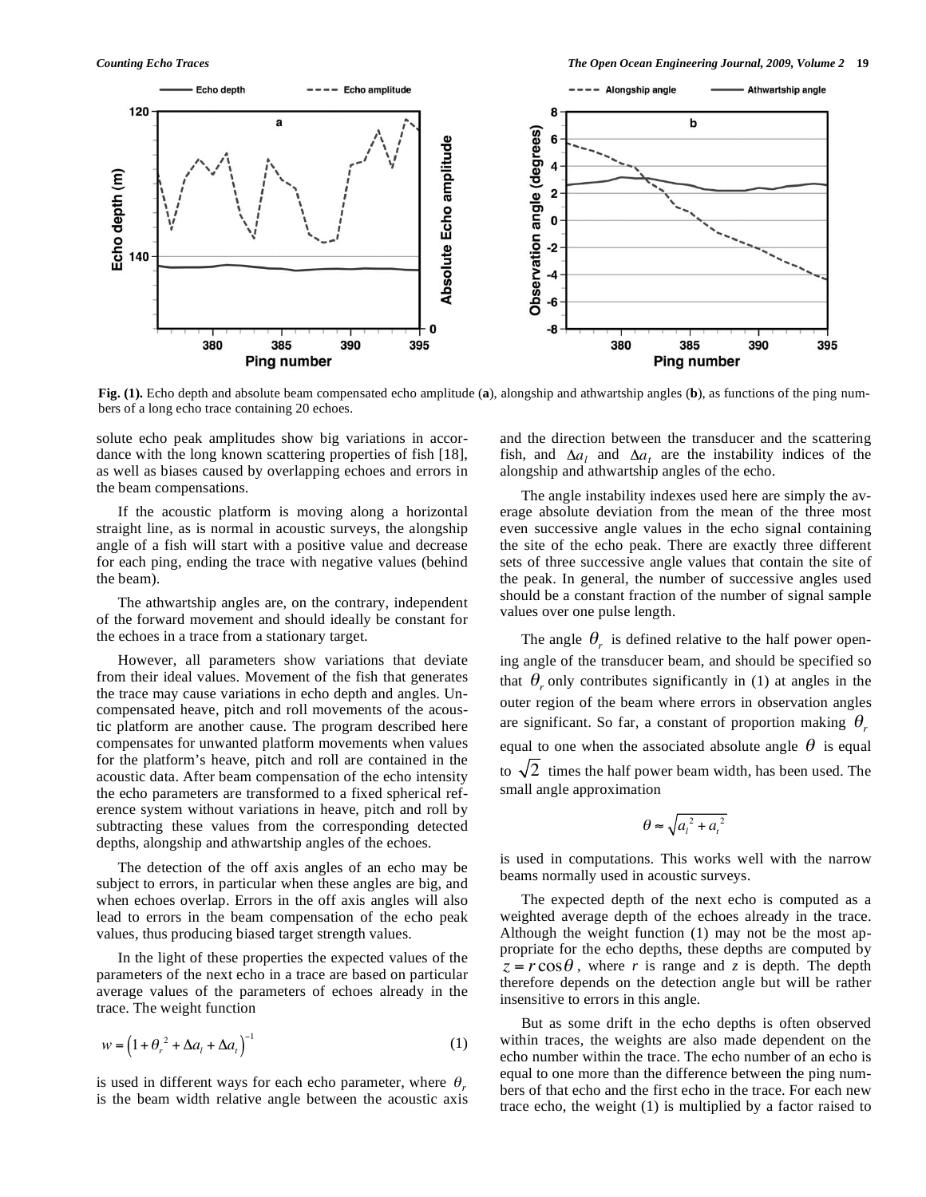Echo depth

Echo amplitude

120

a

Echo depth (m)

140

Absolute Echo amplitude

0

380 385 390 395

Ping number

Alongship angle

Athwartship angle

8

6

4

2

0

-2

-4

-6

-8

b

Observation angle (degrees)

380 385 390 395

Ping number

**Fig. (1).** Echo depth and absolute beam compensated echo amplitude (**a**), alongship and athwartship angles (**b**), as functions of the ping numbers of a long echo trace containing 20 echoes.

solute echo peak amplitudes show big variations in accordance with the long known scattering properties of fish [18], as well as biases caused by overlapping echoes and errors in the beam compensations.

If the acoustic platform is moving along a horizontal straight line, as is normal in acoustic surveys, the alongship angle of a fish will start with a positive value and decrease for each ping, ending the trace with negative values (behind the beam).

The athwartship angles are, on the contrary, independent of the forward movement and should ideally be constant for the echoes in a trace from a stationary target.

However, all parameters show variations that deviate from their ideal values. Movement of the fish that generates the trace may cause variations in echo depth and angles. Uncompensated heave, pitch and roll movements of the acoustic platform are another cause. The program described here compensates for unwanted platform movements when values for the platform's heave, pitch and roll are contained in the acoustic data. After beam compensation of the echo intensity the echo parameters are transformed to a fixed spherical reference system without variations in heave, pitch and roll by subtracting these values from the corresponding detected depths, alongship and athwartship angles of the echoes.

The detection of the off axis angles of an echo may be subject to errors, in particular when these angles are big, and when echoes overlap. Errors in the off axis angles will also lead to errors in the beam compensation of the echo peak values, thus producing biased target strength values.

In the light of these properties the expected values of the parameters of the next echo in a trace are based on particular average values of the parameters of echoes already in the trace. The weight function

$$w = \left(1 + \theta_r^{\,2} + \Delta a_l + \Delta a_t\right)^{-1} \qquad (1)$$

is used in different ways for each echo parameter, where $\theta_r$ is the beam width relative angle between the acoustic axis and the direction between the transducer and the scattering fish, and $\Delta a_l$ and $\Delta a_t$ are the instability indices of the alongship and athwartship angles of the echo.

The angle instability indexes used here are simply the average absolute deviation from the mean of the three most even successive angle values in the echo signal containing the site of the echo peak. There are exactly three different sets of three successive angle values that contain the site of the peak. In general, the number of successive angles used should be a constant fraction of the number of signal sample values over one pulse length.

The angle $\theta_r$ is defined relative to the half power opening angle of the transducer beam, and should be specified so that $\theta_r$ only contributes significantly in (1) at angles in the outer region of the beam where errors in observation angles are significant. So far, a constant of proportion making $\theta_r$ equal to one when the associated absolute angle $\theta$ is equal to $\sqrt{2}$ times the half power beam width, has been used. The small angle approximation

$$\theta \approx \sqrt{a_l^{\,2} + a_t^{\,2}}$$

is used in computations. This works well with the narrow beams normally used in acoustic surveys.

The expected depth of the next echo is computed as a weighted average depth of the echoes already in the trace. Although the weight function (1) may not be the most appropriate for the echo depths, these depths are computed by $z = r\cos\theta$, where $r$ is range and $z$ is depth. The depth therefore depends on the detection angle but will be rather insensitive to errors in this angle.

But as some drift in the echo depths is often observed within traces, the weights are also made dependent on the echo number within the trace. The echo number of an echo is equal to one more than the difference between the ping numbers of that echo and the first echo in the trace. For each new trace echo, the weight (1) is multiplied by a factor raised to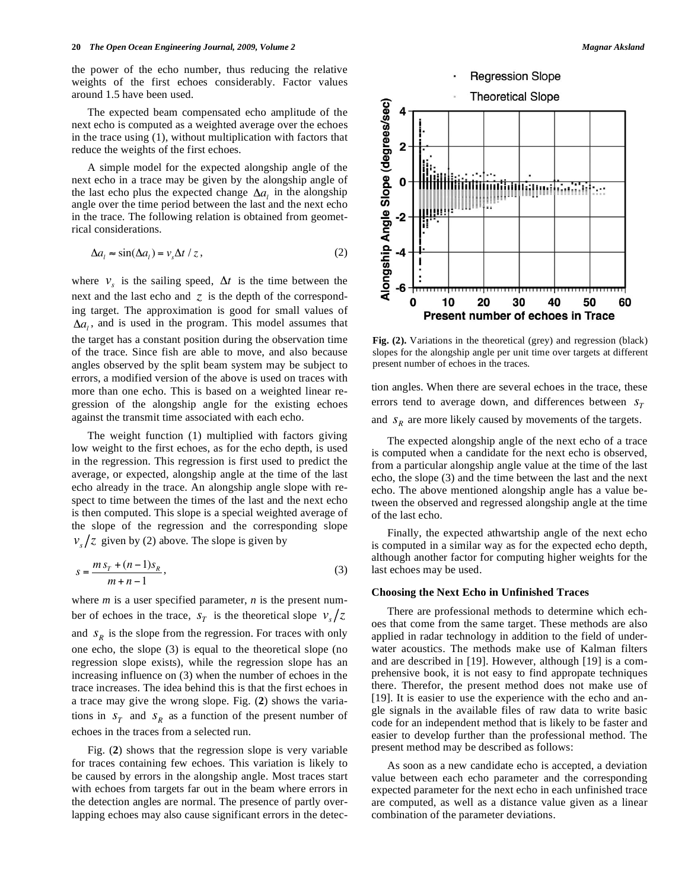the power of the echo number, thus reducing the relative weights of the first echoes considerably. Factor values around 1.5 have been used.

The expected beam compensated echo amplitude of the next echo is computed as a weighted average over the echoes in the trace using (1), without multiplication with factors that reduce the weights of the first echoes.

A simple model for the expected alongship angle of the next echo in a trace may be given by the alongship angle of the last echo plus the expected change $\Delta a_l$ in the alongship angle over the time period between the last and the next echo in the trace. The following relation is obtained from geometrical considerations.

$$\Delta a_l \approx \sin(\Delta a_l) = v_s \Delta t / z, \tag{2}$$

where $v_s$ is the sailing speed, $\Delta t$ is the time between the next and the last echo and $z$ is the depth of the corresponding target. The approximation is good for small values of $\Delta a_l$, and is used in the program. This model assumes that the target has a constant position during the observation time of the trace. Since fish are able to move, and also because angles observed by the split beam system may be subject to errors, a modified version of the above is used on traces with more than one echo. This is based on a weighted linear regression of the alongship angle for the existing echoes against the transmit time associated with each echo.

The weight function (1) multiplied with factors giving low weight to the first echoes, as for the echo depth, is used in the regression. This regression is first used to predict the average, or expected, alongship angle at the time of the last echo already in the trace. An alongship angle slope with respect to time between the times of the last and the next echo is then computed. This slope is a special weighted average of the slope of the regression and the corresponding slope $v_s/z$ given by (2) above. The slope is given by

$$s = \frac{m\, s_T + (n-1)s_R}{m+n-1}, \tag{3}$$

where *m* is a user specified parameter, *n* is the present number of echoes in the trace, $s_T$ is the theoretical slope $v_s/z$ and $s_R$ is the slope from the regression. For traces with only one echo, the slope (3) is equal to the theoretical slope (no regression slope exists), while the regression slope has an increasing influence on (3) when the number of echoes in the trace increases. The idea behind this is that the first echoes in a trace may give the wrong slope. Fig. (**2**) shows the variations in $s_T$ and $s_R$ as a function of the present number of echoes in the traces from a selected run.

Fig. (**2**) shows that the regression slope is very variable for traces containing few echoes. This variation is likely to be caused by errors in the alongship angle. Most traces start with echoes from targets far out in the beam where errors in the detection angles are normal. The presence of partly overlapping echoes may also cause significant errors in the detection angles. When there are several echoes in the trace, these errors tend to average down, and differences between $s_T$ and $s_R$ are more likely caused by movements of the targets.

Regression Slope
Theoretical Slope
Alongship Angle Slope (degrees/sec)
4
2
0
-2
-4
-6
0 10 20 30 40 50 60
Present number of echoes in Trace

**Fig. (2).** Variations in the theoretical (grey) and regression (black) slopes for the alongship angle per unit time over targets at different present number of echoes in the traces.

The expected alongship angle of the next echo of a trace is computed when a candidate for the next echo is observed, from a particular alongship angle value at the time of the last echo, the slope (3) and the time between the last and the next echo. The above mentioned alongship angle has a value between the observed and regressed alongship angle at the time of the last echo.

Finally, the expected athwartship angle of the next echo is computed in a similar way as for the expected echo depth, although another factor for computing higher weights for the last echoes may be used.

#### Choosing the Next Echo in Unfinished Traces

There are professional methods to determine which echoes that come from the same target. These methods are also applied in radar technology in addition to the field of underwater acoustics. The methods make use of Kalman filters and are described in [19]. However, although [19] is a comprehensive book, it is not easy to find appropate techniques there. Therefor, the present method does not make use of [19]. It is easier to use the experience with the echo and angle signals in the available files of raw data to write basic code for an independent method that is likely to be faster and easier to develop further than the professional method. The present method may be described as follows:

As soon as a new candidate echo is accepted, a deviation value between each echo parameter and the corresponding expected parameter for the next echo in each unfinished trace are computed, as well as a distance value given as a linear combination of the parameter deviations.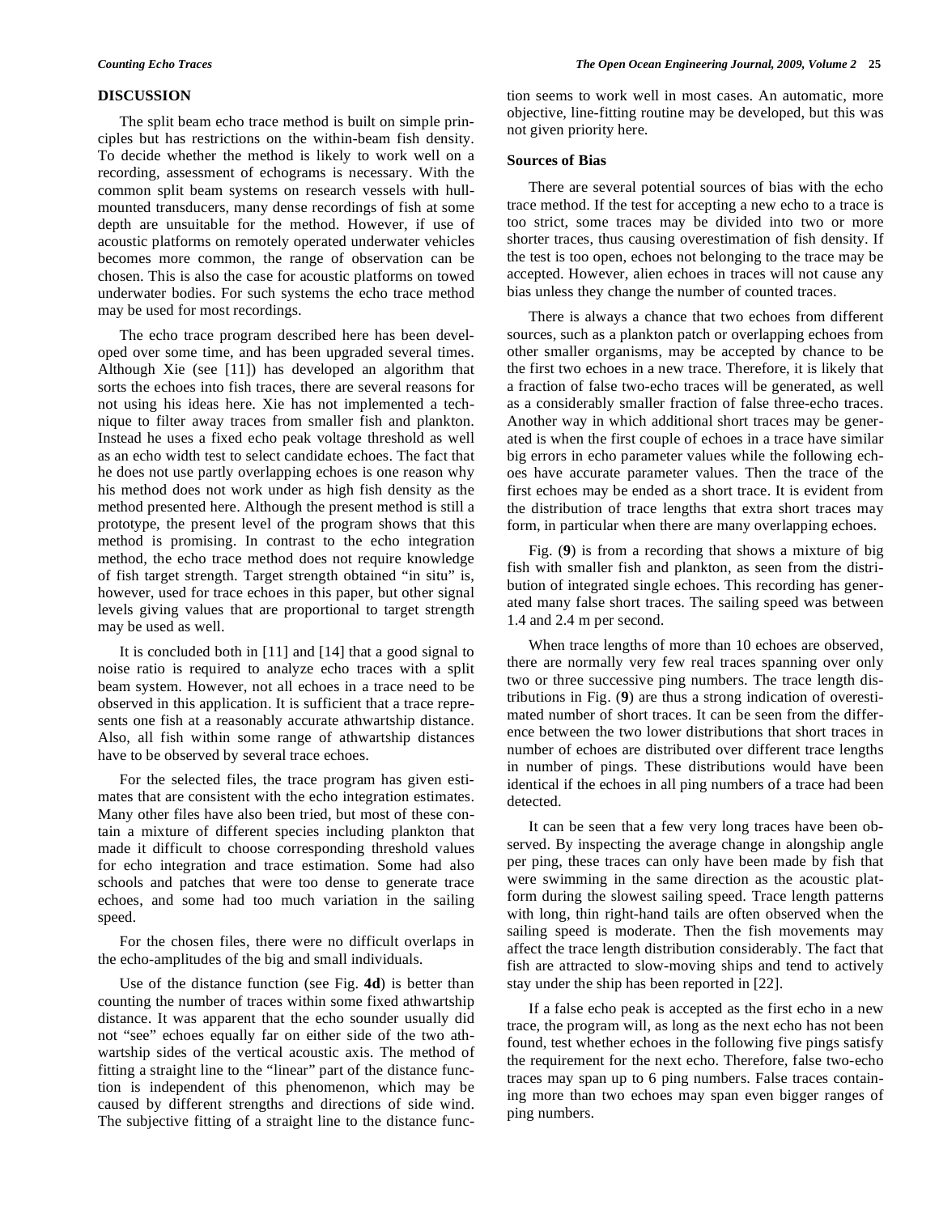## DISCUSSION

The split beam echo trace method is built on simple principles but has restrictions on the within-beam fish density. To decide whether the method is likely to work well on a recording, assessment of echograms is necessary. With the common split beam systems on research vessels with hull-mounted transducers, many dense recordings of fish at some depth are unsuitable for the method. However, if use of acoustic platforms on remotely operated underwater vehicles becomes more common, the range of observation can be chosen. This is also the case for acoustic platforms on towed underwater bodies. For such systems the echo trace method may be used for most recordings.

The echo trace program described here has been developed over some time, and has been upgraded several times. Although Xie (see [11]) has developed an algorithm that sorts the echoes into fish traces, there are several reasons for not using his ideas here. Xie has not implemented a technique to filter away traces from smaller fish and plankton. Instead he uses a fixed echo peak voltage threshold as well as an echo width test to select candidate echoes. The fact that he does not use partly overlapping echoes is one reason why his method does not work under as high fish density as the method presented here. Although the present method is still a prototype, the present level of the program shows that this method is promising. In contrast to the echo integration method, the echo trace method does not require knowledge of fish target strength. Target strength obtained "in situ" is, however, used for trace echoes in this paper, but other signal levels giving values that are proportional to target strength may be used as well.

It is concluded both in [11] and [14] that a good signal to noise ratio is required to analyze echo traces with a split beam system. However, not all echoes in a trace need to be observed in this application. It is sufficient that a trace represents one fish at a reasonably accurate athwartship distance. Also, all fish within some range of athwartship distances have to be observed by several trace echoes.

For the selected files, the trace program has given estimates that are consistent with the echo integration estimates. Many other files have also been tried, but most of these contain a mixture of different species including plankton that made it difficult to choose corresponding threshold values for echo integration and trace estimation. Some had also schools and patches that were too dense to generate trace echoes, and some had too much variation in the sailing speed.

For the chosen files, there were no difficult overlaps in the echo-amplitudes of the big and small individuals.

Use of the distance function (see Fig. **4d**) is better than counting the number of traces within some fixed athwartship distance. It was apparent that the echo sounder usually did not "see" echoes equally far on either side of the two athwartship sides of the vertical acoustic axis. The method of fitting a straight line to the "linear" part of the distance function is independent of this phenomenon, which may be caused by different strengths and directions of side wind. The subjective fitting of a straight line to the distance function seems to work well in most cases. An automatic, more objective, line-fitting routine may be developed, but this was not given priority here.

### Sources of Bias

There are several potential sources of bias with the echo trace method. If the test for accepting a new echo to a trace is too strict, some traces may be divided into two or more shorter traces, thus causing overestimation of fish density. If the test is too open, echoes not belonging to the trace may be accepted. However, alien echoes in traces will not cause any bias unless they change the number of counted traces.

There is always a chance that two echoes from different sources, such as a plankton patch or overlapping echoes from other smaller organisms, may be accepted by chance to be the first two echoes in a new trace. Therefore, it is likely that a fraction of false two-echo traces will be generated, as well as a considerably smaller fraction of false three-echo traces. Another way in which additional short traces may be generated is when the first couple of echoes in a trace have similar big errors in echo parameter values while the following echoes have accurate parameter values. Then the trace of the first echoes may be ended as a short trace. It is evident from the distribution of trace lengths that extra short traces may form, in particular when there are many overlapping echoes.

Fig. (**9**) is from a recording that shows a mixture of big fish with smaller fish and plankton, as seen from the distribution of integrated single echoes. This recording has generated many false short traces. The sailing speed was between 1.4 and 2.4 m per second.

When trace lengths of more than 10 echoes are observed, there are normally very few real traces spanning over only two or three successive ping numbers. The trace length distributions in Fig. (**9**) are thus a strong indication of overestimated number of short traces. It can be seen from the difference between the two lower distributions that short traces in number of echoes are distributed over different trace lengths in number of pings. These distributions would have been identical if the echoes in all ping numbers of a trace had been detected.

It can be seen that a few very long traces have been observed. By inspecting the average change in alongship angle per ping, these traces can only have been made by fish that were swimming in the same direction as the acoustic platform during the slowest sailing speed. Trace length patterns with long, thin right-hand tails are often observed when the sailing speed is moderate. Then the fish movements may affect the trace length distribution considerably. The fact that fish are attracted to slow-moving ships and tend to actively stay under the ship has been reported in [22].

If a false echo peak is accepted as the first echo in a new trace, the program will, as long as the next echo has not been found, test whether echoes in the following five pings satisfy the requirement for the next echo. Therefore, false two-echo traces may span up to 6 ping numbers. False traces containing more than two echoes may span even bigger ranges of ping numbers.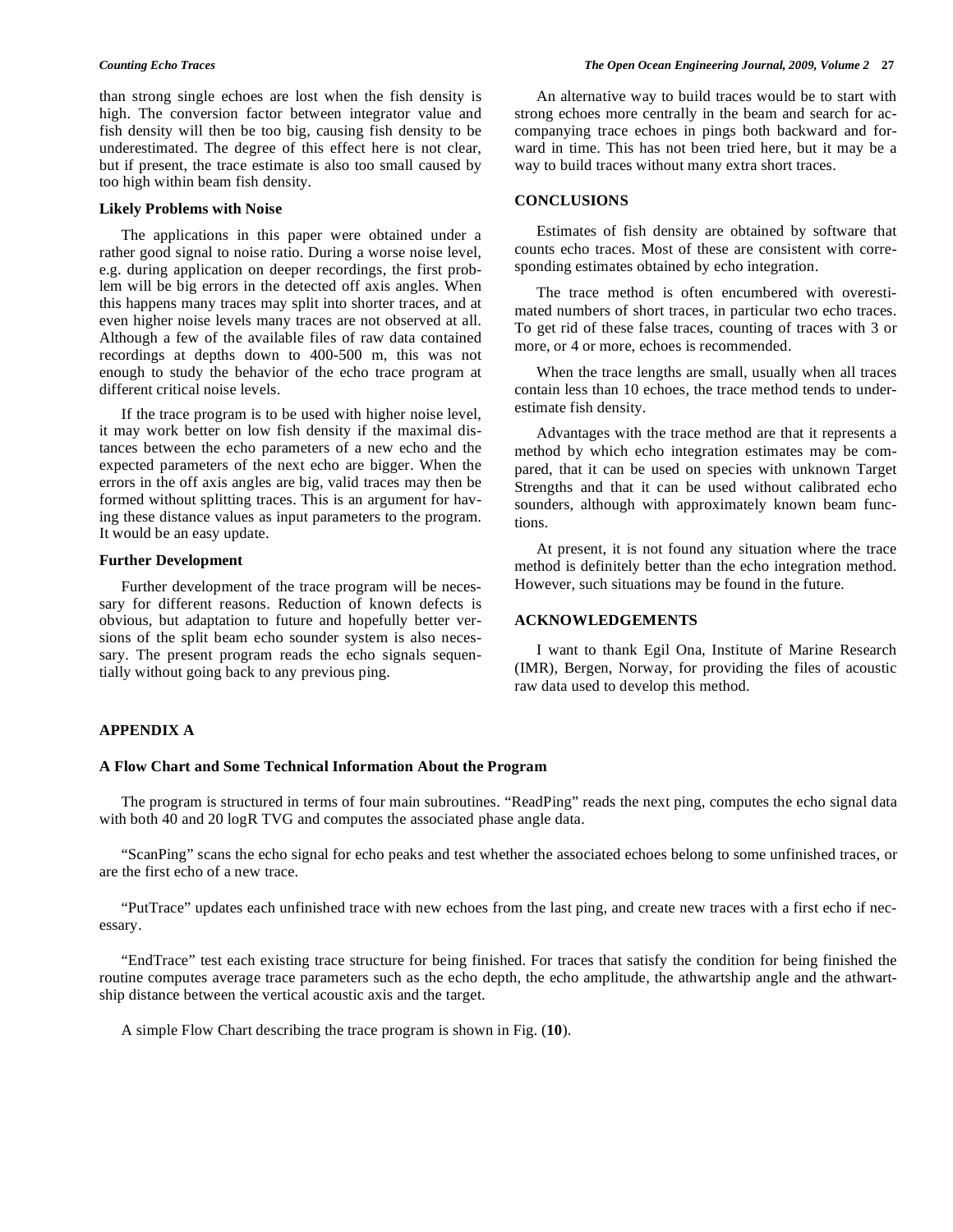than strong single echoes are lost when the fish density is high. The conversion factor between integrator value and fish density will then be too big, causing fish density to be underestimated. The degree of this effect here is not clear, but if present, the trace estimate is also too small caused by too high within beam fish density.

### Likely Problems with Noise

The applications in this paper were obtained under a rather good signal to noise ratio. During a worse noise level, e.g. during application on deeper recordings, the first problem will be big errors in the detected off axis angles. When this happens many traces may split into shorter traces, and at even higher noise levels many traces are not observed at all. Although a few of the available files of raw data contained recordings at depths down to 400-500 m, this was not enough to study the behavior of the echo trace program at different critical noise levels.

If the trace program is to be used with higher noise level, it may work better on low fish density if the maximal distances between the echo parameters of a new echo and the expected parameters of the next echo are bigger. When the errors in the off axis angles are big, valid traces may then be formed without splitting traces. This is an argument for having these distance values as input parameters to the program. It would be an easy update.

### Further Development

Further development of the trace program will be necessary for different reasons. Reduction of known defects is obvious, but adaptation to future and hopefully better versions of the split beam echo sounder system is also necessary. The present program reads the echo signals sequentially without going back to any previous ping.

An alternative way to build traces would be to start with strong echoes more centrally in the beam and search for accompanying trace echoes in pings both backward and forward in time. This has not been tried here, but it may be a way to build traces without many extra short traces.

## CONCLUSIONS

Estimates of fish density are obtained by software that counts echo traces. Most of these are consistent with corresponding estimates obtained by echo integration.

The trace method is often encumbered with overestimated numbers of short traces, in particular two echo traces. To get rid of these false traces, counting of traces with 3 or more, or 4 or more, echoes is recommended.

When the trace lengths are small, usually when all traces contain less than 10 echoes, the trace method tends to underestimate fish density.

Advantages with the trace method are that it represents a method by which echo integration estimates may be compared, that it can be used on species with unknown Target Strengths and that it can be used without calibrated echo sounders, although with approximately known beam functions.

At present, it is not found any situation where the trace method is definitely better than the echo integration method. However, such situations may be found in the future.

## ACKNOWLEDGEMENTS

I want to thank Egil Ona, Institute of Marine Research (IMR), Bergen, Norway, for providing the files of acoustic raw data used to develop this method.

## APPENDIX A

### A Flow Chart and Some Technical Information About the Program

The program is structured in terms of four main subroutines. “ReadPing” reads the next ping, computes the echo signal data with both 40 and 20 logR TVG and computes the associated phase angle data.

“ScanPing” scans the echo signal for echo peaks and test whether the associated echoes belong to some unfinished traces, or are the first echo of a new trace.

“PutTrace” updates each unfinished trace with new echoes from the last ping, and create new traces with a first echo if necessary.

“EndTrace” test each existing trace structure for being finished. For traces that satisfy the condition for being finished the routine computes average trace parameters such as the echo depth, the echo amplitude, the athwartship angle and the athwartship distance between the vertical acoustic axis and the target.

A simple Flow Chart describing the trace program is shown in Fig. (**10**).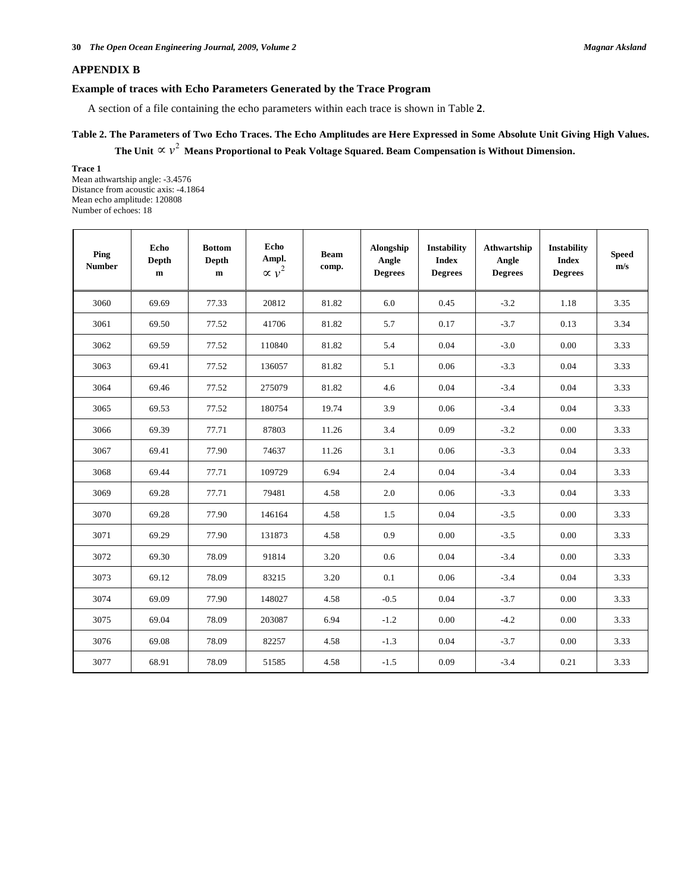## APPENDIX B

### Example of traces with Echo Parameters Generated by the Trace Program

A section of a file containing the echo parameters within each trace is shown in Table **2**.

**Table 2. The Parameters of Two Echo Traces. The Echo Amplitudes are Here Expressed in Some Absolute Unit Giving High Values. The Unit $\propto v^2$ Means Proportional to Peak Voltage Squared. Beam Compensation is Without Dimension.**

**Trace 1**

Mean athwartship angle: -3.4576
Distance from acoustic axis: -4.1864
Mean echo amplitude: 120808
Number of echoes: 18

| Ping Number | Echo Depth m | Bottom Depth m | Echo Ampl. $\propto v^2$ | Beam comp. | Alongship Angle Degrees | Instability Index Degrees | Athwartship Angle Degrees | Instability Index Degrees | Speed m/s |
|---|---|---|---|---|---|---|---|---|---|
| 3060 | 69.69 | 77.33 | 20812 | 81.82 | 6.0 | 0.45 | -3.2 | 1.18 | 3.35 |
| 3061 | 69.50 | 77.52 | 41706 | 81.82 | 5.7 | 0.17 | -3.7 | 0.13 | 3.34 |
| 3062 | 69.59 | 77.52 | 110840 | 81.82 | 5.4 | 0.04 | -3.0 | 0.00 | 3.33 |
| 3063 | 69.41 | 77.52 | 136057 | 81.82 | 5.1 | 0.06 | -3.3 | 0.04 | 3.33 |
| 3064 | 69.46 | 77.52 | 275079 | 81.82 | 4.6 | 0.04 | -3.4 | 0.04 | 3.33 |
| 3065 | 69.53 | 77.52 | 180754 | 19.74 | 3.9 | 0.06 | -3.4 | 0.04 | 3.33 |
| 3066 | 69.39 | 77.71 | 87803 | 11.26 | 3.4 | 0.09 | -3.2 | 0.00 | 3.33 |
| 3067 | 69.41 | 77.90 | 74637 | 11.26 | 3.1 | 0.06 | -3.3 | 0.04 | 3.33 |
| 3068 | 69.44 | 77.71 | 109729 | 6.94 | 2.4 | 0.04 | -3.4 | 0.04 | 3.33 |
| 3069 | 69.28 | 77.71 | 79481 | 4.58 | 2.0 | 0.06 | -3.3 | 0.04 | 3.33 |
| 3070 | 69.28 | 77.90 | 146164 | 4.58 | 1.5 | 0.04 | -3.5 | 0.00 | 3.33 |
| 3071 | 69.29 | 77.90 | 131873 | 4.58 | 0.9 | 0.00 | -3.5 | 0.00 | 3.33 |
| 3072 | 69.30 | 78.09 | 91814 | 3.20 | 0.6 | 0.04 | -3.4 | 0.00 | 3.33 |
| 3073 | 69.12 | 78.09 | 83215 | 3.20 | 0.1 | 0.06 | -3.4 | 0.04 | 3.33 |
| 3074 | 69.09 | 77.90 | 148027 | 4.58 | -0.5 | 0.04 | -3.7 | 0.00 | 3.33 |
| 3075 | 69.04 | 78.09 | 203087 | 6.94 | -1.2 | 0.00 | -4.2 | 0.00 | 3.33 |
| 3076 | 69.08 | 78.09 | 82257 | 4.58 | -1.3 | 0.04 | -3.7 | 0.00 | 3.33 |
| 3077 | 68.91 | 78.09 | 51585 | 4.58 | -1.5 | 0.09 | -3.4 | 0.21 | 3.33 |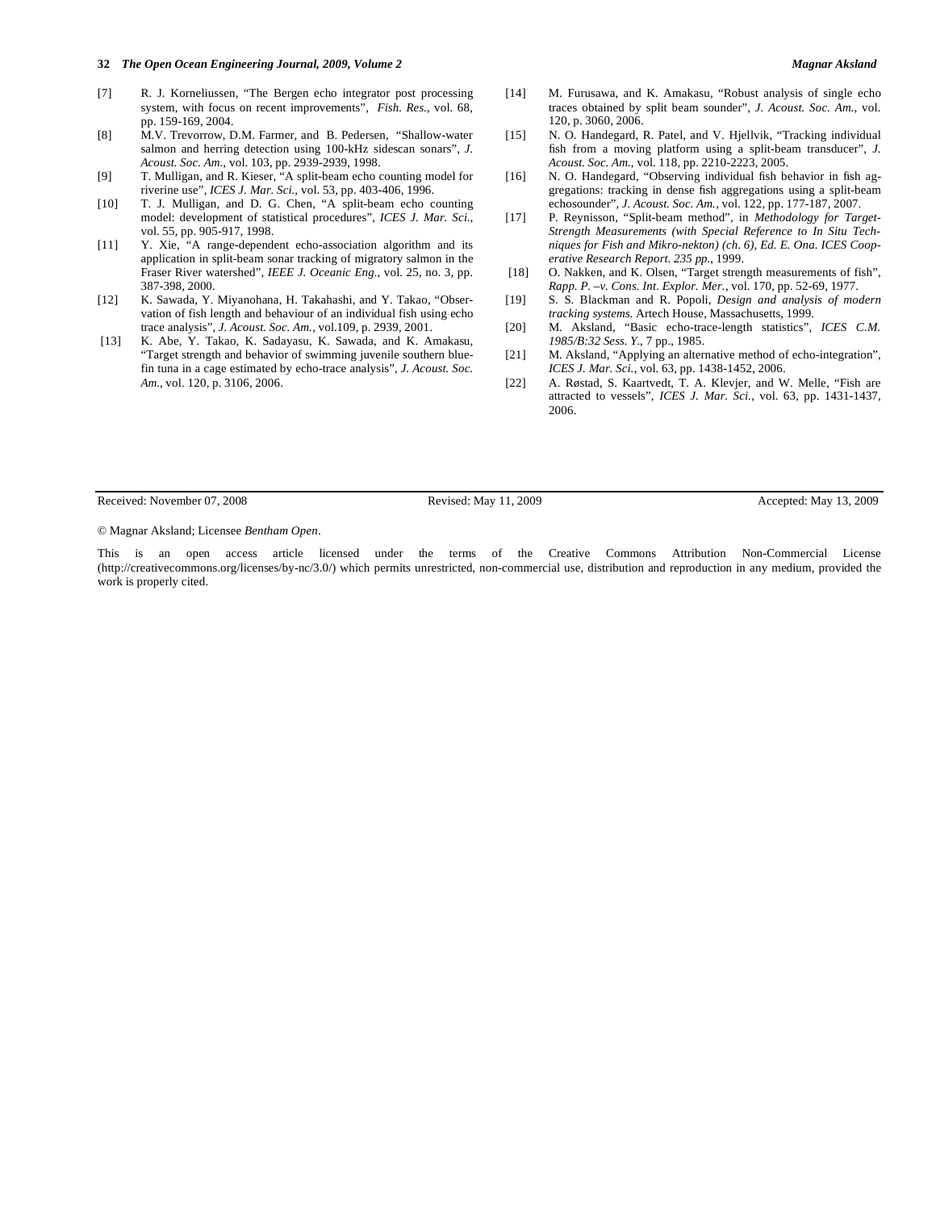[7] R. J. Korneliussen, “The Bergen echo integrator post processing system, with focus on recent improvements”, *Fish. Res.*, vol. 68, pp. 159-169, 2004.

[8] M.V. Trevorrow, D.M. Farmer, and B. Pedersen, “Shallow-water salmon and herring detection using 100-kHz sidescan sonars”, *J. Acoust. Soc. Am.*, vol. 103, pp. 2939-2939, 1998.

[9] T. Mulligan, and R. Kieser, “A split-beam echo counting model for riverine use”, *ICES J. Mar. Sci.*, vol. 53, pp. 403-406, 1996.

[10] T. J. Mulligan, and D. G. Chen, “A split-beam echo counting model: development of statistical procedures”, *ICES J. Mar. Sci.*, vol. 55, pp. 905-917, 1998.

[11] Y. Xie, “A range-dependent echo-association algorithm and its application in split-beam sonar tracking of migratory salmon in the Fraser River watershed”, *IEEE J. Oceanic Eng.*, vol. 25, no. 3, pp. 387-398, 2000.

[12] K. Sawada, Y. Miyanohana, H. Takahashi, and Y. Takao, “Observation of fish length and behaviour of an individual fish using echo trace analysis”, *J. Acoust. Soc. Am.*, vol.109, p. 2939, 2001.

[13] K. Abe, Y. Takao, K. Sadayasu, K. Sawada, and K. Amakasu, “Target strength and behavior of swimming juvenile southern bluefin tuna in a cage estimated by echo-trace analysis”, *J. Acoust. Soc. Am.*, vol. 120, p. 3106, 2006.

[14] M. Furusawa, and K. Amakasu, “Robust analysis of single echo traces obtained by split beam sounder”, *J. Acoust. Soc. Am.*, vol. 120, p. 3060, 2006.

[15] N. O. Handegard, R. Patel, and V. Hjellvik, “Tracking individual fish from a moving platform using a split-beam transducer”, *J. Acoust. Soc. Am.*, vol. 118, pp. 2210-2223, 2005.

[16] N. O. Handegard, “Observing individual fish behavior in fish aggregations: tracking in dense fish aggregations using a split-beam echosounder”, *J. Acoust. Soc. Am.*, vol. 122, pp. 177-187, 2007.

[17] P. Reynisson, “Split-beam method”, in *Methodology for Target-Strength Measurements (with Special Reference to In Situ Techniques for Fish and Mikro-nekton) (ch. 6), Ed. E. Ona. ICES Cooperative Research Report. 235 pp.*, 1999.

[18] O. Nakken, and K. Olsen, “Target strength measurements of fish”, *Rapp. P. –v. Cons. Int. Explor. Mer.*, vol. 170, pp. 52-69, 1977.

[19] S. S. Blackman and R. Popoli, *Design and analysis of modern tracking systems.* Artech House, Massachusetts, 1999.

[20] M. Aksland, “Basic echo-trace-length statistics”, *ICES C.M. 1985/B:32 Sess. Y.*, 7 pp., 1985.

[21] M. Aksland, “Applying an alternative method of echo-integration”, *ICES J. Mar. Sci.*, vol. 63, pp. 1438-1452, 2006.

[22] A. Røstad, S. Kaartvedt, T. A. Klevjer, and W. Melle, “Fish are attracted to vessels”, *ICES J. Mar. Sci.*, vol. 63, pp. 1431-1437, 2006.

Received: November 07, 2008 Revised: May 11, 2009 Accepted: May 13, 2009

© Magnar Aksland; Licensee *Bentham Open*.

This is an open access article licensed under the terms of the Creative Commons Attribution Non-Commercial License (http://creativecommons.org/licenses/by-nc/3.0/) which permits unrestricted, non-commercial use, distribution and reproduction in any medium, provided the work is properly cited.